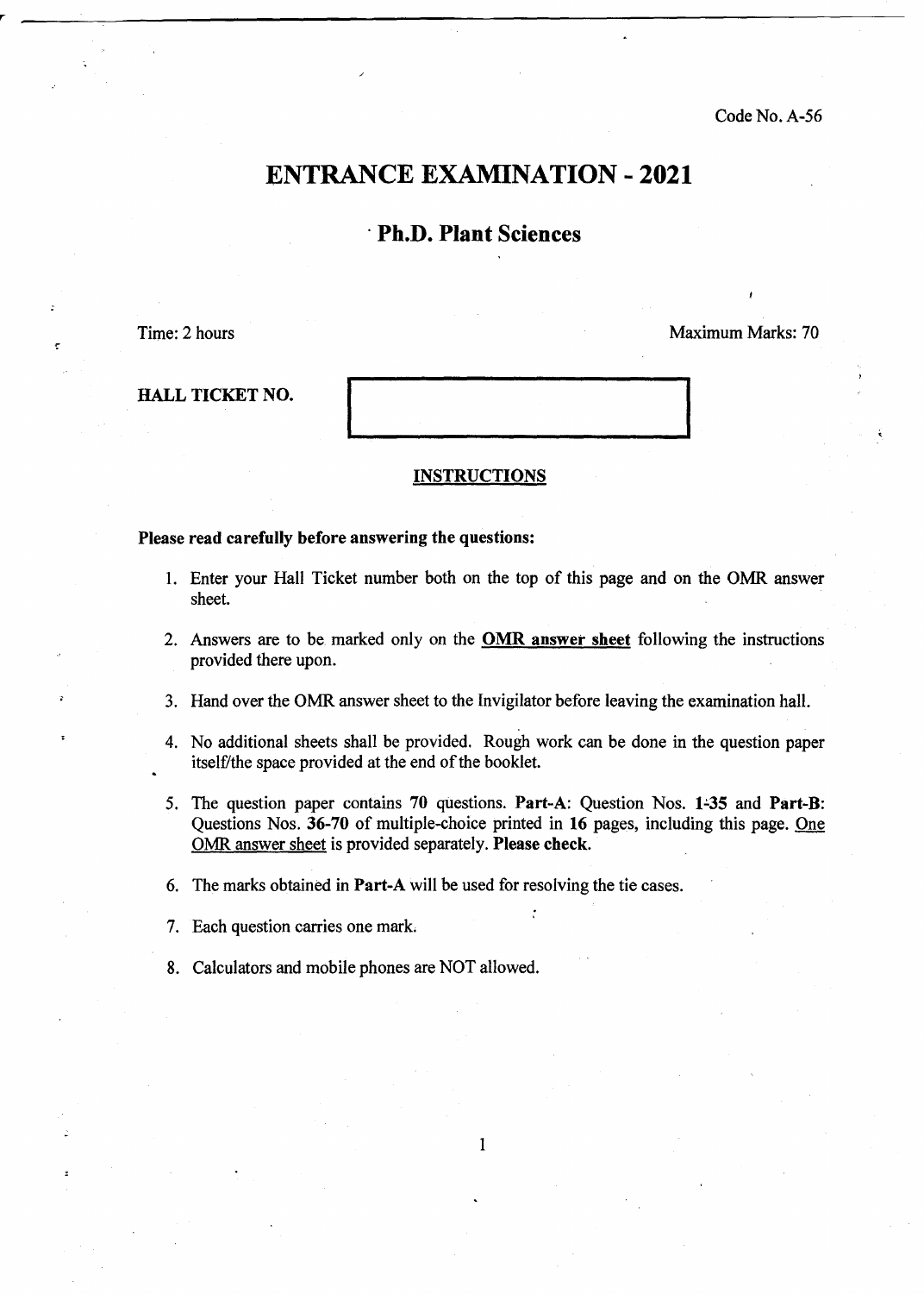Code No. A-56

# ENTRANCE EXAMINATION - 2021

## Ph.D. Plant Sciences

Time: 2 hours

Maximum Marks: 70

**HALL TICKET NO.**

### INSTRUCTIONS

**Please read carefully before answering the questions:**

1. Enter your Hall Ticket number both on the top of this page and on the OMR answer sheet.
2. Answers are to be marked only on the **OMR answer sheet** following the instructions provided there upon.
3. Hand over the OMR answer sheet to the Invigilator before leaving the examination hall.
4. No additional sheets shall be provided. Rough work can be done in the question paper itself/the space provided at the end of the booklet.
5. The question paper contains 70 questions. **Part-A**: Question Nos. **1-35** and **Part-B**: Questions Nos. **36-70** of multiple-choice printed in **16** pages, including this page. One OMR answer sheet is provided separately. **Please check.**
6. The marks obtained in **Part-A** will be used for resolving the tie cases.
7. Each question carries one mark.
8. Calculators and mobile phones are NOT allowed.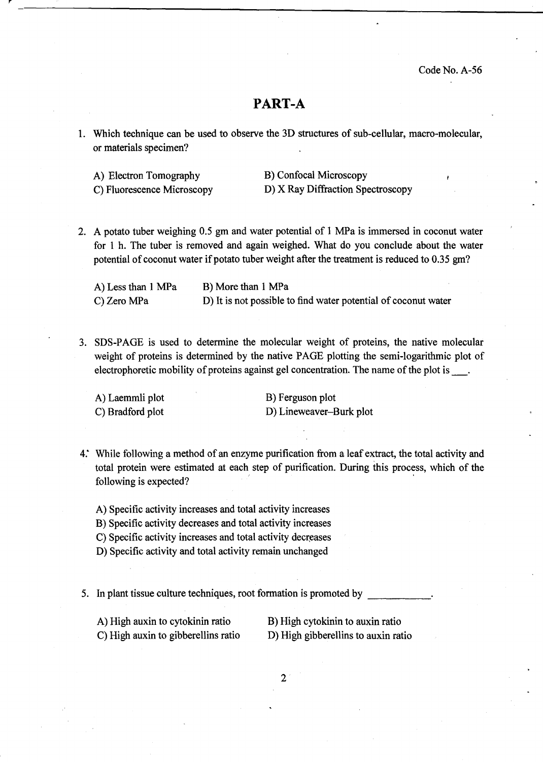Code No. A-56

# PART-A

1. Which technique can be used to observe the 3D structures of sub-cellular, macro-molecular, or materials specimen?

   A) Electron Tomography
   B) Confocal Microscopy
   C) Fluorescence Microscopy
   D) X Ray Diffraction Spectroscopy

2. A potato tuber weighing 0.5 gm and water potential of 1 MPa is immersed in coconut water for 1 h. The tuber is removed and again weighed. What do you conclude about the water potential of coconut water if potato tuber weight after the treatment is reduced to 0.35 gm?

   A) Less than 1 MPa
   B) More than 1 MPa
   C) Zero MPa
   D) It is not possible to find water potential of coconut water

3. SDS-PAGE is used to determine the molecular weight of proteins, the native molecular weight of proteins is determined by the native PAGE plotting the semi-logarithmic plot of electrophoretic mobility of proteins against gel concentration. The name of the plot is ___.

   A) Laemmli plot
   B) Ferguson plot
   C) Bradford plot
   D) Lineweaver–Burk plot

4. While following a method of an enzyme purification from a leaf extract, the total activity and total protein were estimated at each step of purification. During this process, which of the following is expected?

   A) Specific activity increases and total activity increases
   B) Specific activity decreases and total activity increases
   C) Specific activity increases and total activity decreases
   D) Specific activity and total activity remain unchanged

5. In plant tissue culture techniques, root formation is promoted by ___________.

   A) High auxin to cytokinin ratio
   B) High cytokinin to auxin ratio
   C) High auxin to gibberellins ratio
   D) High gibberellins to auxin ratio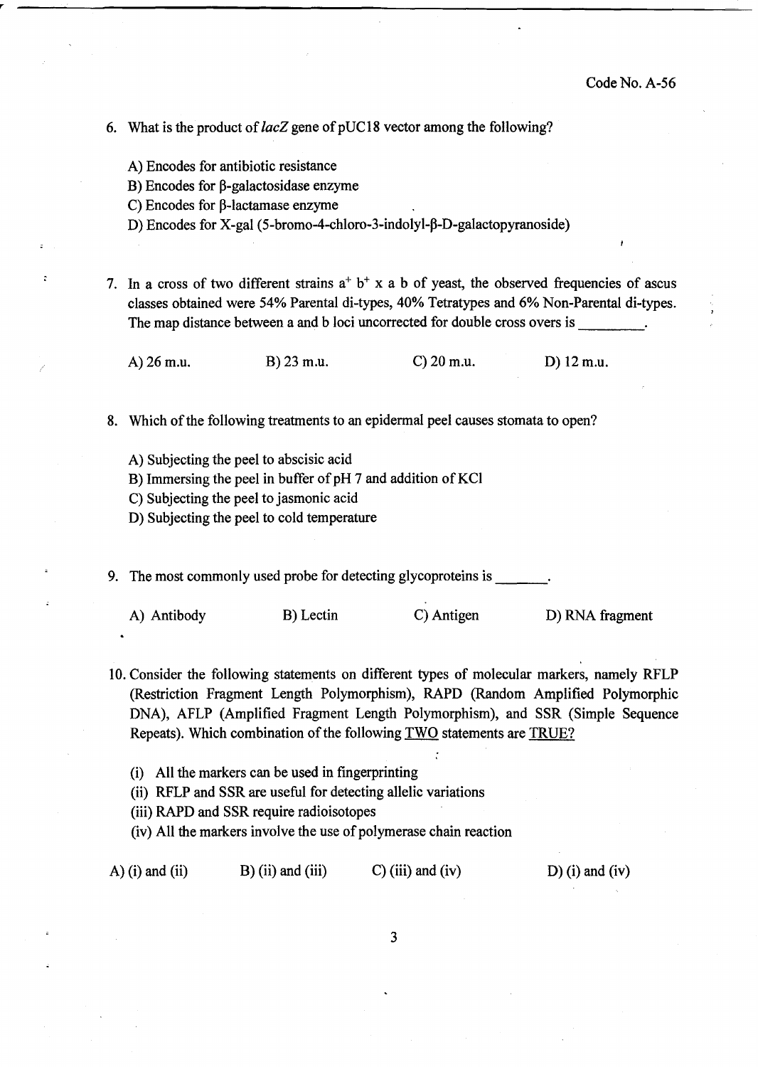6. What is the product of *lacZ* gene of pUC18 vector among the following?

   A) Encodes for antibiotic resistance
   B) Encodes for β-galactosidase enzyme
   C) Encodes for β-lactamase enzyme
   D) Encodes for X-gal (5-bromo-4-chloro-3-indolyl-β-D-galactopyranoside)

7. In a cross of two different strains $a^+ b^+ \times a\ b$ of yeast, the observed frequencies of ascus classes obtained were 54% Parental di-types, 40% Tetratypes and 6% Non-Parental di-types. The map distance between a and b loci uncorrected for double cross overs is ________.

   A) 26 m.u. B) 23 m.u. C) 20 m.u. D) 12 m.u.

8. Which of the following treatments to an epidermal peel causes stomata to open?

   A) Subjecting the peel to abscisic acid
   B) Immersing the peel in buffer of pH 7 and addition of KCl
   C) Subjecting the peel to jasmonic acid
   D) Subjecting the peel to cold temperature

9. The most commonly used probe for detecting glycoproteins is _______.

   A) Antibody B) Lectin C) Antigen D) RNA fragment

10. Consider the following statements on different types of molecular markers, namely RFLP (Restriction Fragment Length Polymorphism), RAPD (Random Amplified Polymorphic DNA), AFLP (Amplified Fragment Length Polymorphism), and SSR (Simple Sequence Repeats). Which combination of the following TWO statements are TRUE?

    (i) All the markers can be used in fingerprinting
    (ii) RFLP and SSR are useful for detecting allelic variations
    (iii) RAPD and SSR require radioisotopes
    (iv) All the markers involve the use of polymerase chain reaction

    A) (i) and (ii) B) (ii) and (iii) C) (iii) and (iv) D) (i) and (iv)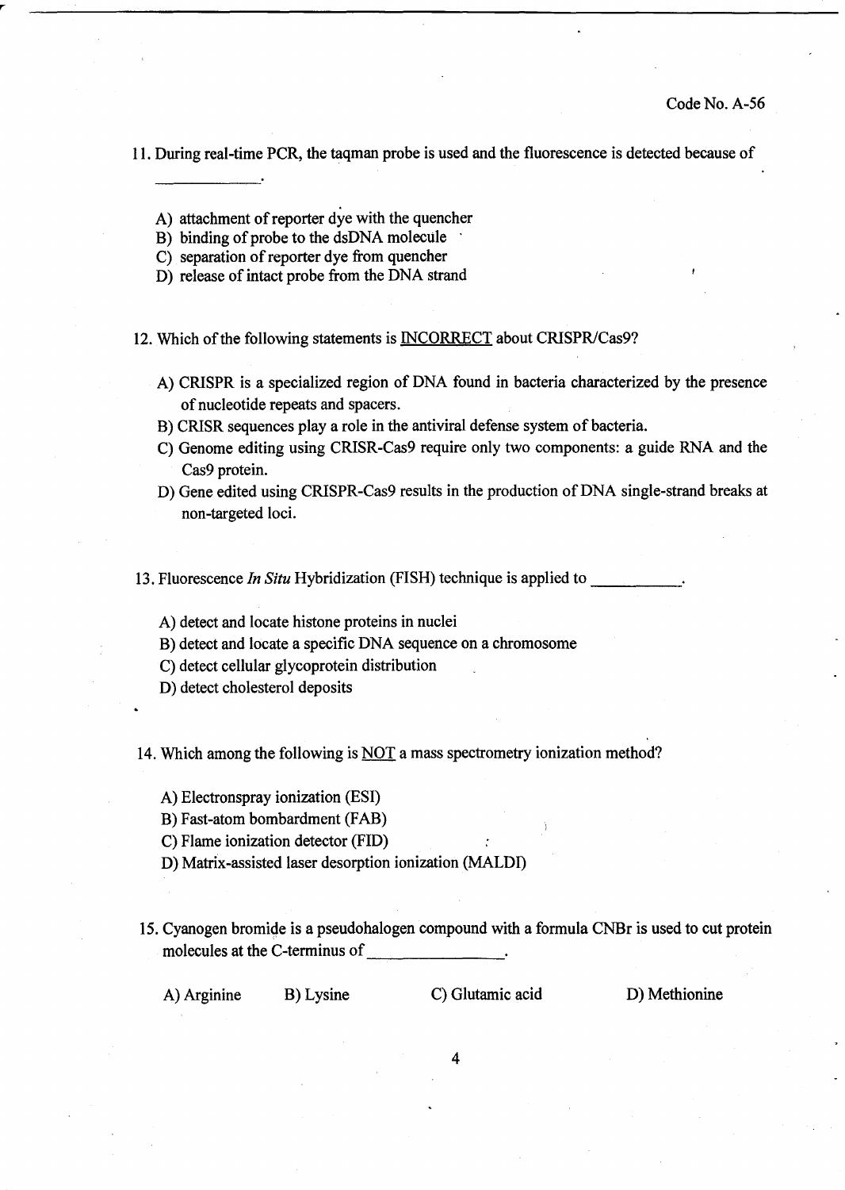11. During real-time PCR, the taqman probe is used and the fluorescence is detected because of ___________.

A) attachment of reporter dye with the quencher
B) binding of probe to the dsDNA molecule
C) separation of reporter dye from quencher
D) release of intact probe from the DNA strand

12. Which of the following statements is INCORRECT about CRISPR/Cas9?

A) CRISPR is a specialized region of DNA found in bacteria characterized by the presence of nucleotide repeats and spacers.
B) CRISR sequences play a role in the antiviral defense system of bacteria.
C) Genome editing using CRISR-Cas9 require only two components: a guide RNA and the Cas9 protein.
D) Gene edited using CRISPR-Cas9 results in the production of DNA single-strand breaks at non-targeted loci.

13. Fluorescence *In Situ* Hybridization (FISH) technique is applied to __________.

A) detect and locate histone proteins in nuclei
B) detect and locate a specific DNA sequence on a chromosome
C) detect cellular glycoprotein distribution
D) detect cholesterol deposits

14. Which among the following is NOT a mass spectrometry ionization method?

A) Electrospray ionization (ESI)
B) Fast-atom bombardment (FAB)
C) Flame ionization detector (FID)
D) Matrix-assisted laser desorption ionization (MALDI)

15. Cyanogen bromide is a pseudohalogen compound with a formula CNBr is used to cut protein molecules at the C-terminus of _______________.

A) Arginine B) Lysine C) Glutamic acid D) Methionine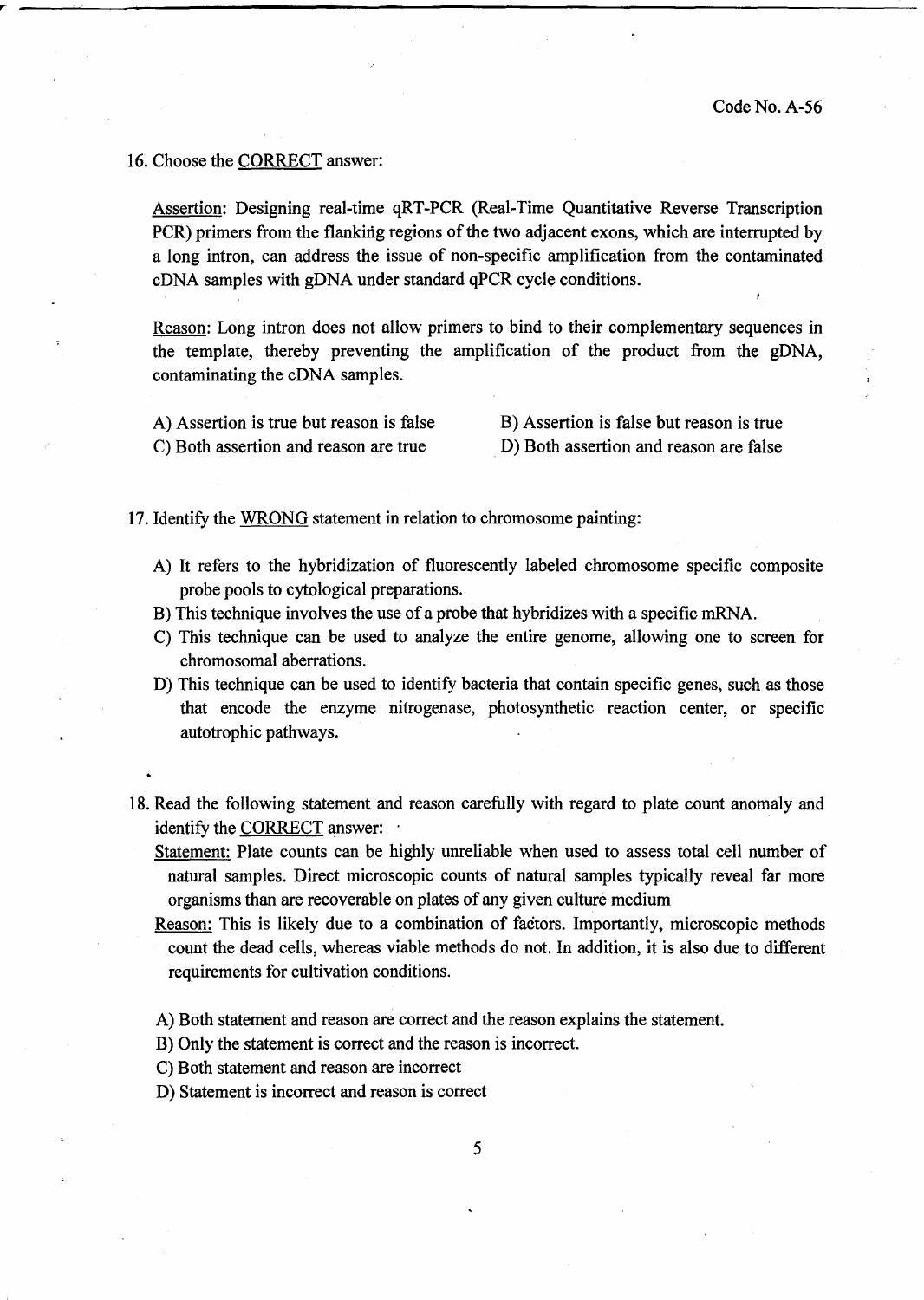16. Choose the CORRECT answer:

Assertion: Designing real-time qRT-PCR (Real-Time Quantitative Reverse Transcription PCR) primers from the flanking regions of the two adjacent exons, which are interrupted by a long intron, can address the issue of non-specific amplification from the contaminated cDNA samples with gDNA under standard qPCR cycle conditions.

Reason: Long intron does not allow primers to bind to their complementary sequences in the template, thereby preventing the amplification of the product from the gDNA, contaminating the cDNA samples.

A) Assertion is true but reason is false
B) Assertion is false but reason is true
C) Both assertion and reason are true
D) Both assertion and reason are false

17. Identify the WRONG statement in relation to chromosome painting:

A) It refers to the hybridization of fluorescently labeled chromosome specific composite probe pools to cytological preparations.
B) This technique involves the use of a probe that hybridizes with a specific mRNA.
C) This technique can be used to analyze the entire genome, allowing one to screen for chromosomal aberrations.
D) This technique can be used to identify bacteria that contain specific genes, such as those that encode the enzyme nitrogenase, photosynthetic reaction center, or specific autotrophic pathways.

18. Read the following statement and reason carefully with regard to plate count anomaly and identify the CORRECT answer:

Statement: Plate counts can be highly unreliable when used to assess total cell number of natural samples. Direct microscopic counts of natural samples typically reveal far more organisms than are recoverable on plates of any given culture medium

Reason: This is likely due to a combination of factors. Importantly, microscopic methods count the dead cells, whereas viable methods do not. In addition, it is also due to different requirements for cultivation conditions.

A) Both statement and reason are correct and the reason explains the statement.
B) Only the statement is correct and the reason is incorrect.
C) Both statement and reason are incorrect
D) Statement is incorrect and reason is correct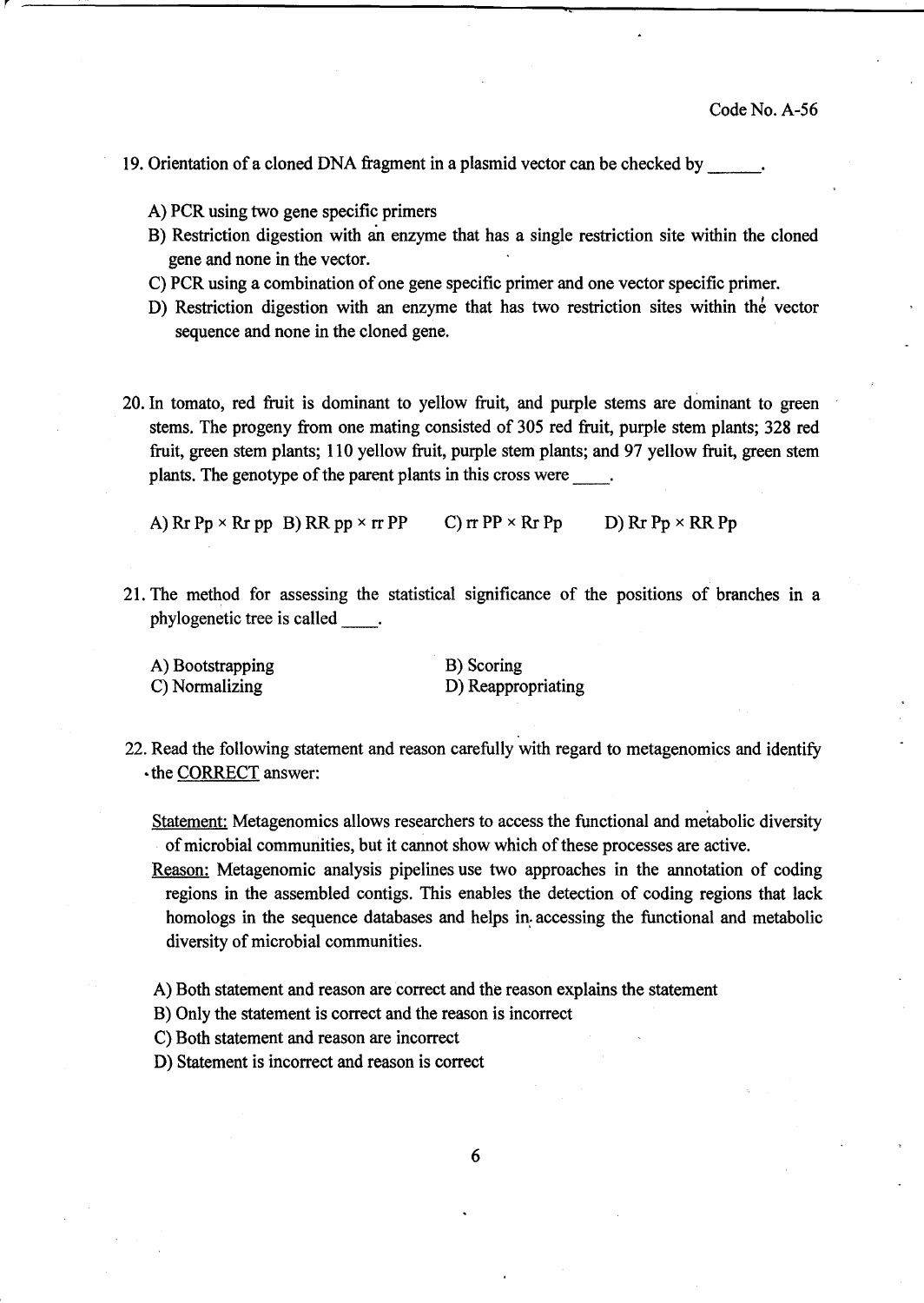19. Orientation of a cloned DNA fragment in a plasmid vector can be checked by ______.

   A) PCR using two gene specific primers
   B) Restriction digestion with an enzyme that has a single restriction site within the cloned gene and none in the vector.
   C) PCR using a combination of one gene specific primer and one vector specific primer.
   D) Restriction digestion with an enzyme that has two restriction sites within the vector sequence and none in the cloned gene.

20. In tomato, red fruit is dominant to yellow fruit, and purple stems are dominant to green stems. The progeny from one mating consisted of 305 red fruit, purple stem plants; 328 red fruit, green stem plants; 110 yellow fruit, purple stem plants; and 97 yellow fruit, green stem plants. The genotype of the parent plants in this cross were ____.

   A) Rr Pp × Rr pp B) RR pp × rr PP C) rr PP × Rr Pp D) Rr Pp × RR Pp

21. The method for assessing the statistical significance of the positions of branches in a phylogenetic tree is called ____.

   A) Bootstrapping
   B) Scoring
   C) Normalizing
   D) Reappropriating

22. Read the following statement and reason carefully with regard to metagenomics and identify the CORRECT answer:

   Statement: Metagenomics allows researchers to access the functional and metabolic diversity of microbial communities, but it cannot show which of these processes are active.

   Reason: Metagenomic analysis pipelines use two approaches in the annotation of coding regions in the assembled contigs. This enables the detection of coding regions that lack homologs in the sequence databases and helps in accessing the functional and metabolic diversity of microbial communities.

   A) Both statement and reason are correct and the reason explains the statement
   B) Only the statement is correct and the reason is incorrect
   C) Both statement and reason are incorrect
   D) Statement is incorrect and reason is correct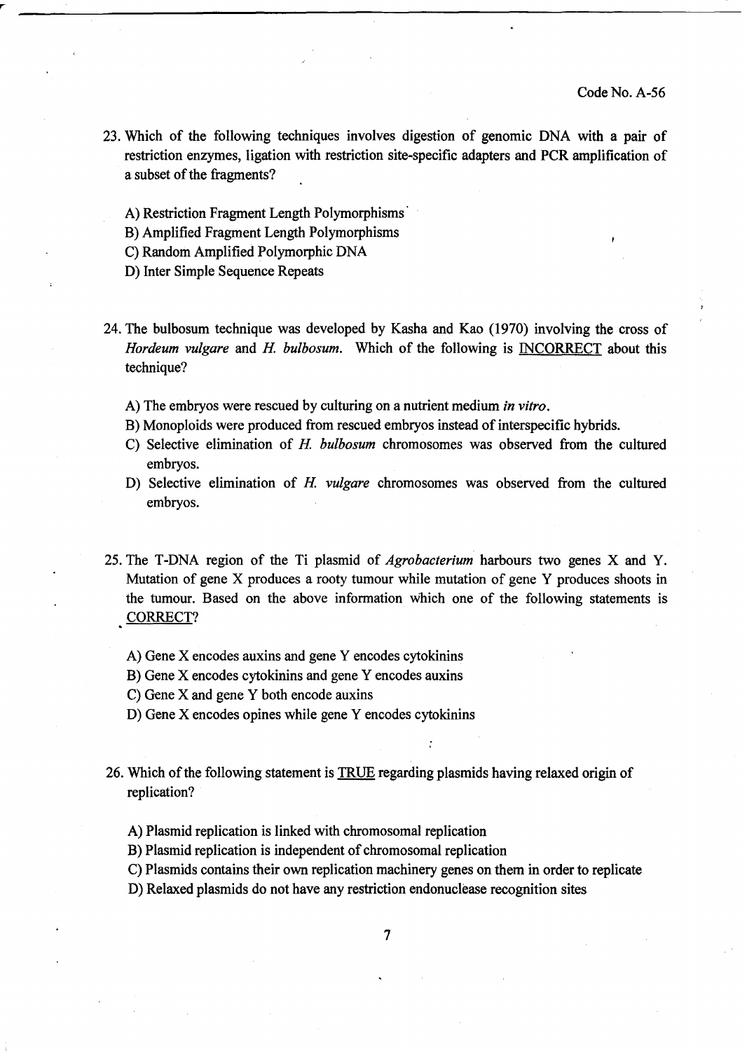23. Which of the following techniques involves digestion of genomic DNA with a pair of restriction enzymes, ligation with restriction site-specific adapters and PCR amplification of a subset of the fragments?

   A) Restriction Fragment Length Polymorphisms
   B) Amplified Fragment Length Polymorphisms
   C) Random Amplified Polymorphic DNA
   D) Inter Simple Sequence Repeats

24. The bulbosum technique was developed by Kasha and Kao (1970) involving the cross of *Hordeum vulgare* and *H. bulbosum*. Which of the following is INCORRECT about this technique?

   A) The embryos were rescued by culturing on a nutrient medium *in vitro*.
   B) Monoploids were produced from rescued embryos instead of interspecific hybrids.
   C) Selective elimination of *H. bulbosum* chromosomes was observed from the cultured embryos.
   D) Selective elimination of *H. vulgare* chromosomes was observed from the cultured embryos.

25. The T-DNA region of the Ti plasmid of *Agrobacterium* harbours two genes X and Y. Mutation of gene X produces a rooty tumour while mutation of gene Y produces shoots in the tumour. Based on the above information which one of the following statements is CORRECT?

   A) Gene X encodes auxins and gene Y encodes cytokinins
   B) Gene X encodes cytokinins and gene Y encodes auxins
   C) Gene X and gene Y both encode auxins
   D) Gene X encodes opines while gene Y encodes cytokinins

26. Which of the following statement is TRUE regarding plasmids having relaxed origin of replication?

   A) Plasmid replication is linked with chromosomal replication
   B) Plasmid replication is independent of chromosomal replication
   C) Plasmids contains their own replication machinery genes on them in order to replicate
   D) Relaxed plasmids do not have any restriction endonuclease recognition sites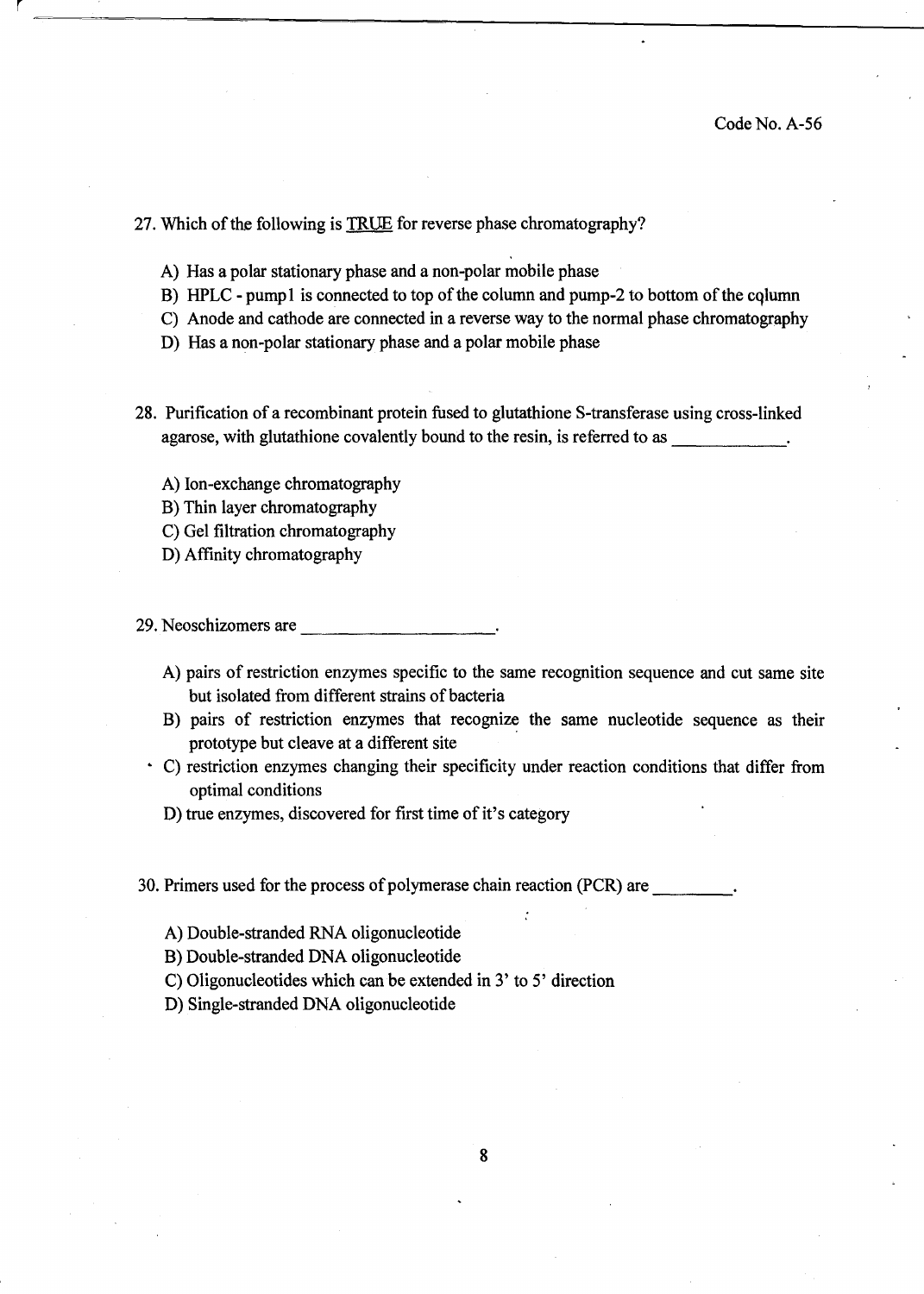27. Which of the following is TRUE for reverse phase chromatography?

A) Has a polar stationary phase and a non-polar mobile phase
B) HPLC - pump1 is connected to top of the column and pump-2 to bottom of the column
C) Anode and cathode are connected in a reverse way to the normal phase chromatography
D) Has a non-polar stationary phase and a polar mobile phase

28. Purification of a recombinant protein fused to glutathione S-transferase using cross-linked agarose, with glutathione covalently bound to the resin, is referred to as ____________.

A) Ion-exchange chromatography
B) Thin layer chromatography
C) Gel filtration chromatography
D) Affinity chromatography

29. Neoschizomers are ____________________.

A) pairs of restriction enzymes specific to the same recognition sequence and cut same site but isolated from different strains of bacteria
B) pairs of restriction enzymes that recognize the same nucleotide sequence as their prototype but cleave at a different site
C) restriction enzymes changing their specificity under reaction conditions that differ from optimal conditions
D) true enzymes, discovered for first time of it's category

30. Primers used for the process of polymerase chain reaction (PCR) are ________.

A) Double-stranded RNA oligonucleotide
B) Double-stranded DNA oligonucleotide
C) Oligonucleotides which can be extended in 3' to 5' direction
D) Single-stranded DNA oligonucleotide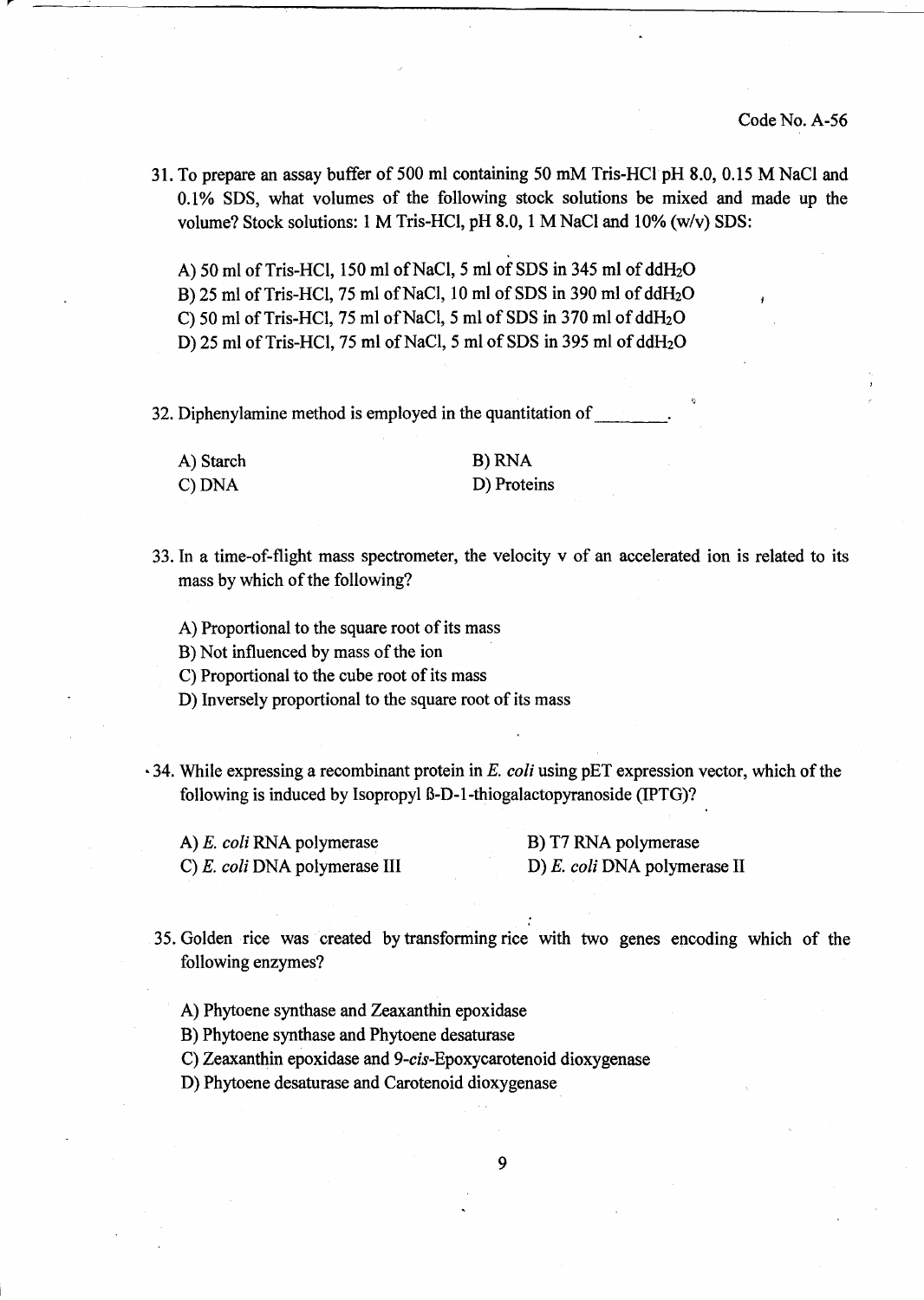31. To prepare an assay buffer of 500 ml containing 50 mM Tris-HCl pH 8.0, 0.15 M NaCl and 0.1% SDS, what volumes of the following stock solutions be mixed and made up the volume? Stock solutions: 1 M Tris-HCl, pH 8.0, 1 M NaCl and 10% (w/v) SDS:

   A) 50 ml of Tris-HCl, 150 ml of NaCl, 5 ml of SDS in 345 ml of $ddH_2O$
   B) 25 ml of Tris-HCl, 75 ml of NaCl, 10 ml of SDS in 390 ml of $ddH_2O$
   C) 50 ml of Tris-HCl, 75 ml of NaCl, 5 ml of SDS in 370 ml of $ddH_2O$
   D) 25 ml of Tris-HCl, 75 ml of NaCl, 5 ml of SDS in 395 ml of $ddH_2O$

32. Diphenylamine method is employed in the quantitation of ________.

   A) Starch
   B) RNA
   C) DNA
   D) Proteins

33. In a time-of-flight mass spectrometer, the velocity v of an accelerated ion is related to its mass by which of the following?

   A) Proportional to the square root of its mass
   B) Not influenced by mass of the ion
   C) Proportional to the cube root of its mass
   D) Inversely proportional to the square root of its mass

34. While expressing a recombinant protein in *E. coli* using pET expression vector, which of the following is induced by Isopropyl ß-D-1-thiogalactopyranoside (IPTG)?

   A) *E. coli* RNA polymerase
   B) T7 RNA polymerase
   C) *E. coli* DNA polymerase III
   D) *E. coli* DNA polymerase II

35. Golden rice was created by transforming rice with two genes encoding which of the following enzymes?

   A) Phytoene synthase and Zeaxanthin epoxidase
   B) Phytoene synthase and Phytoene desaturase
   C) Zeaxanthin epoxidase and 9-*cis*-Epoxycarotenoid dioxygenase
   D) Phytoene desaturase and Carotenoid dioxygenase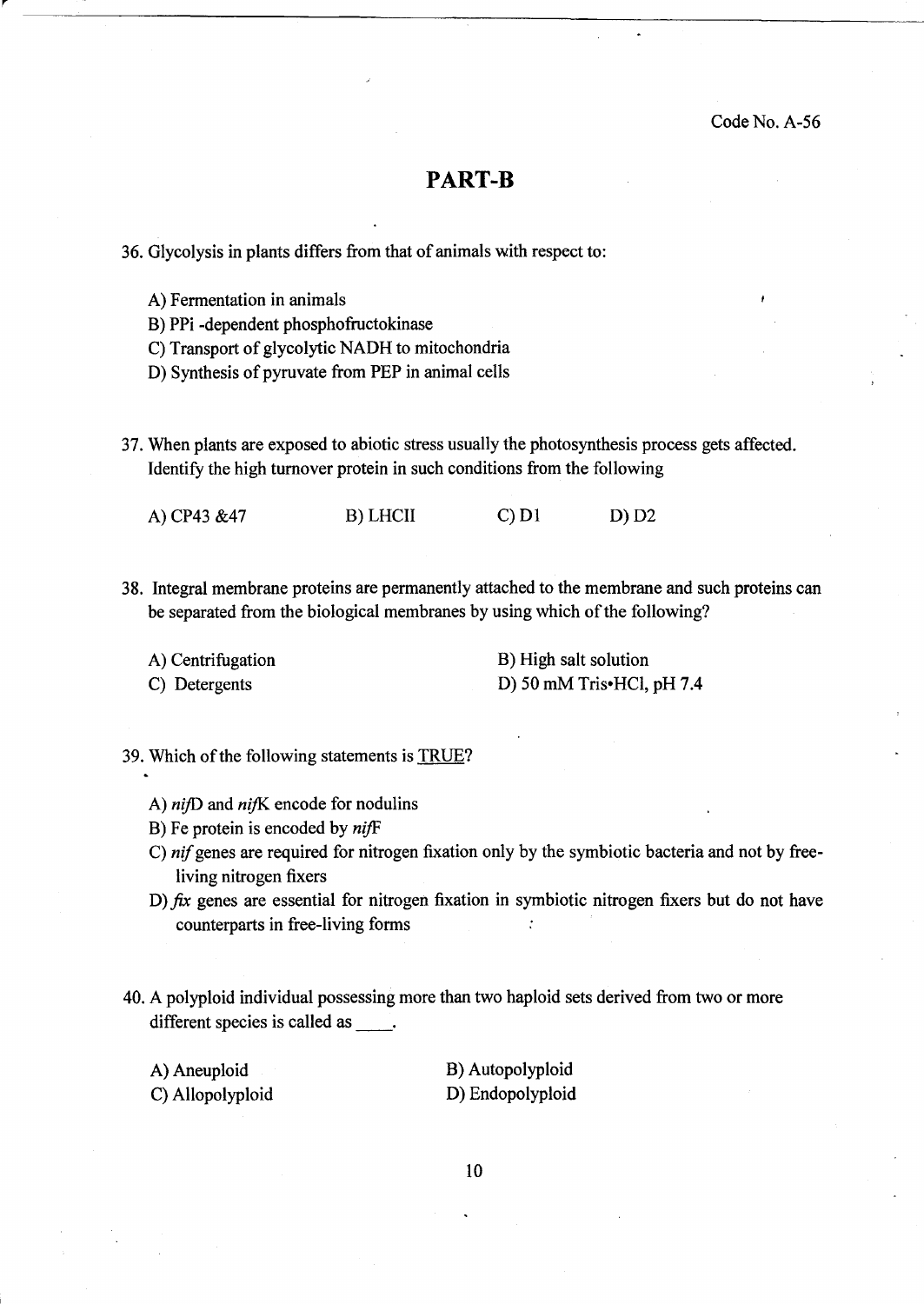Code No. A-56

# PART-B

36. Glycolysis in plants differs from that of animals with respect to:

    A) Fermentation in animals
    B) PPi -dependent phosphofructokinase
    C) Transport of glycolytic NADH to mitochondria
    D) Synthesis of pyruvate from PEP in animal cells

37. When plants are exposed to abiotic stress usually the photosynthesis process gets affected. Identify the high turnover protein in such conditions from the following

    A) CP43 &47 B) LHCII C) D1 D) D2

38. Integral membrane proteins are permanently attached to the membrane and such proteins can be separated from the biological membranes by using which of the following?

    A) Centrifugation
    B) High salt solution
    C) Detergents
    D) 50 mM Tris•HCl, pH 7.4

39. Which of the following statements is <u>TRUE</u>?

    A) *nif*D and *nif*K encode for nodulins
    B) Fe protein is encoded by *nif*F
    C) *nif* genes are required for nitrogen fixation only by the symbiotic bacteria and not by free-living nitrogen fixers
    D) *fix* genes are essential for nitrogen fixation in symbiotic nitrogen fixers but do not have counterparts in free-living forms

40. A polyploid individual possessing more than two haploid sets derived from two or more different species is called as ____.

    A) Aneuploid
    B) Autopolyploid
    C) Allopolyploid
    D) Endopolyploid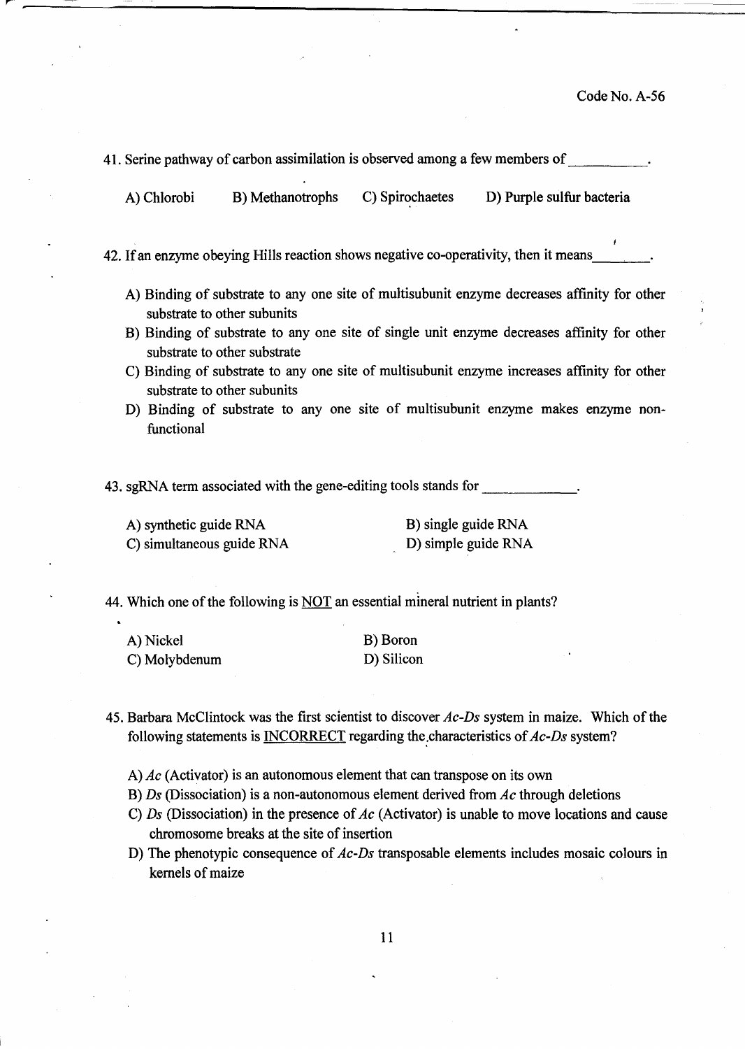41. Serine pathway of carbon assimilation is observed among a few members of __________.

A) Chlorobi B) Methanotrophs C) Spirochaetes D) Purple sulfur bacteria

42. If an enzyme obeying Hills reaction shows negative co-operativity, then it means________.

A) Binding of substrate to any one site of multisubunit enzyme decreases affinity for other substrate to other subunits
B) Binding of substrate to any one site of single unit enzyme decreases affinity for other substrate to other substrate
C) Binding of substrate to any one site of multisubunit enzyme increases affinity for other substrate to other subunits
D) Binding of substrate to any one site of multisubunit enzyme makes enzyme non-functional

43. sgRNA term associated with the gene-editing tools stands for _____________.

A) synthetic guide RNA
B) single guide RNA
C) simultaneous guide RNA
D) simple guide RNA

44. Which one of the following is NOT an essential mineral nutrient in plants?

A) Nickel
B) Boron
C) Molybdenum
D) Silicon

45. Barbara McClintock was the first scientist to discover *Ac-Ds* system in maize. Which of the following statements is INCORRECT regarding the characteristics of *Ac-Ds* system?

A) *Ac* (Activator) is an autonomous element that can transpose on its own
B) *Ds* (Dissociation) is a non-autonomous element derived from *Ac* through deletions
C) *Ds* (Dissociation) in the presence of *Ac* (Activator) is unable to move locations and cause chromosome breaks at the site of insertion
D) The phenotypic consequence of *Ac-Ds* transposable elements includes mosaic colours in kernels of maize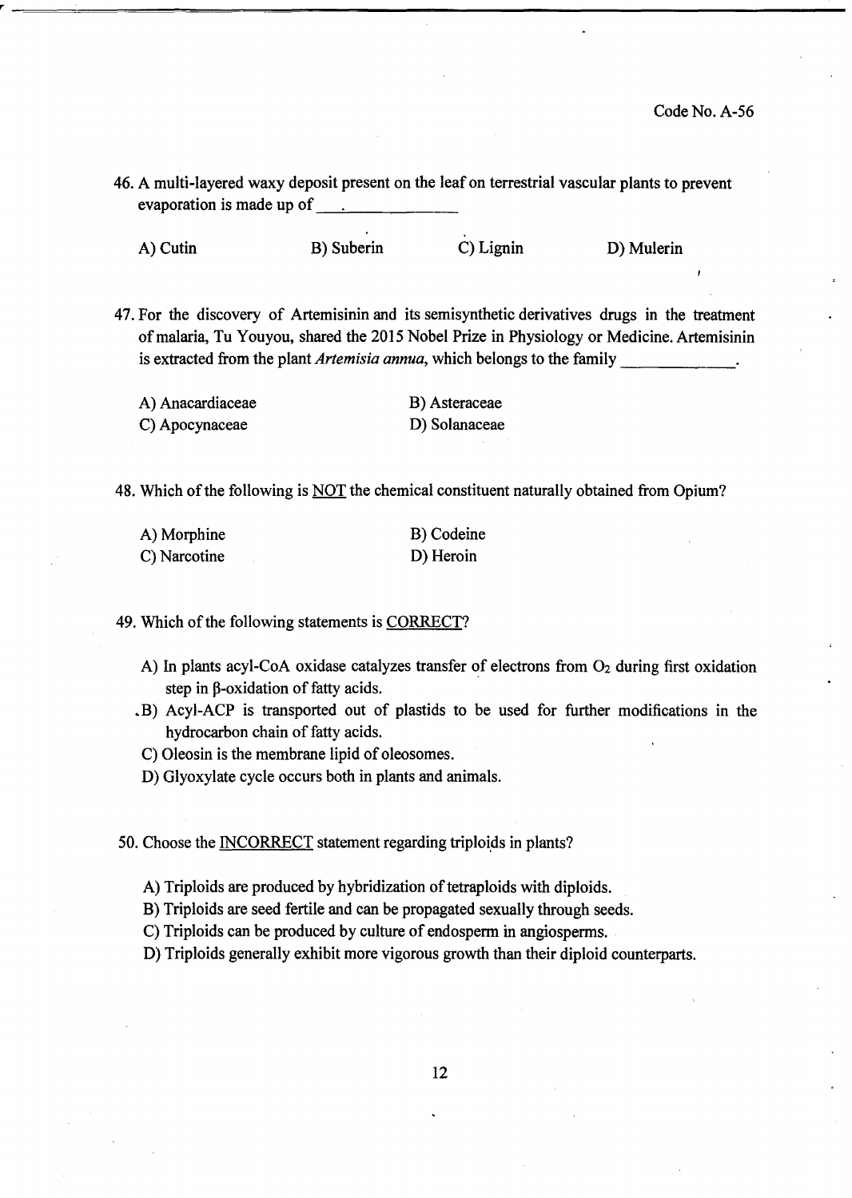46. A multi-layered waxy deposit present on the leaf on terrestrial vascular plants to prevent evaporation is made up of ______________.

    A) Cutin   B) Suberin   C) Lignin   D) Mulerin

47. For the discovery of Artemisinin and its semisynthetic derivatives drugs in the treatment of malaria, Tu Youyou, shared the 2015 Nobel Prize in Physiology or Medicine. Artemisinin is extracted from the plant *Artemisia annua*, which belongs to the family ______________.

    A) Anacardiaceae
    B) Asteraceae
    C) Apocynaceae
    D) Solanaceae

48. Which of the following is NOT the chemical constituent naturally obtained from Opium?

    A) Morphine
    B) Codeine
    C) Narcotine
    D) Heroin

49. Which of the following statements is CORRECT?

    A) In plants acyl-CoA oxidase catalyzes transfer of electrons from $O_2$ during first oxidation step in β-oxidation of fatty acids.
    B) Acyl-ACP is transported out of plastids to be used for further modifications in the hydrocarbon chain of fatty acids.
    C) Oleosin is the membrane lipid of oleosomes.
    D) Glyoxylate cycle occurs both in plants and animals.

50. Choose the INCORRECT statement regarding triploids in plants?

    A) Triploids are produced by hybridization of tetraploids with diploids.
    B) Triploids are seed fertile and can be propagated sexually through seeds.
    C) Triploids can be produced by culture of endosperm in angiosperms.
    D) Triploids generally exhibit more vigorous growth than their diploid counterparts.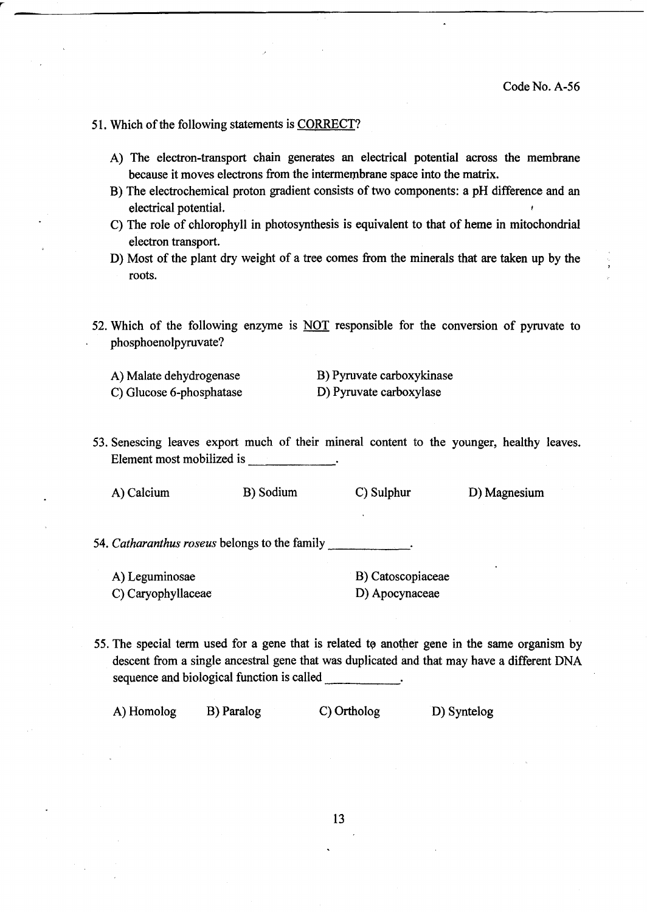51. Which of the following statements is <u>CORRECT</u>?

A) The electron-transport chain generates an electrical potential across the membrane because it moves electrons from the intermembrane space into the matrix.

B) The electrochemical proton gradient consists of two components: a pH difference and an electrical potential.

C) The role of chlorophyll in photosynthesis is equivalent to that of heme in mitochondrial electron transport.

D) Most of the plant dry weight of a tree comes from the minerals that are taken up by the roots.

52. Which of the following enzyme is <u>NOT</u> responsible for the conversion of pyruvate to phosphoenolpyruvate?

A) Malate dehydrogenase
B) Pyruvate carboxykinase
C) Glucose 6-phosphatase
D) Pyruvate carboxylase

53. Senescing leaves export much of their mineral content to the younger, healthy leaves. Element most mobilized is ____________.

A) Calcium
B) Sodium
C) Sulphur
D) Magnesium

54. *Catharanthus roseus* belongs to the family ____________.

A) Leguminosae
B) Catoscopiaceae
C) Caryophyllaceae
D) Apocynaceae

55. The special term used for a gene that is related to another gene in the same organism by descent from a single ancestral gene that was duplicated and that may have a different DNA sequence and biological function is called ___________.

A) Homolog
B) Paralog
C) Ortholog
D) Syntelog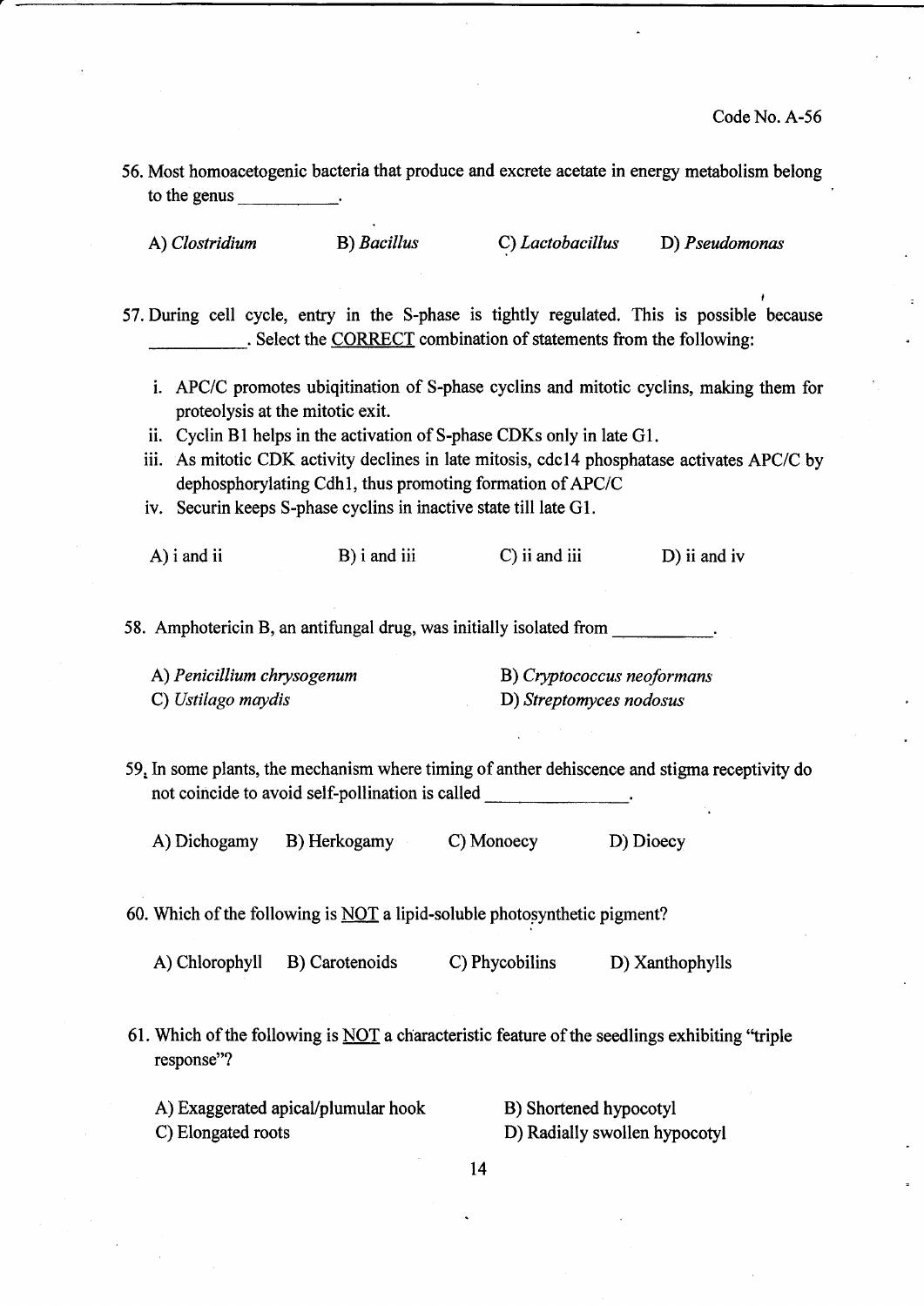Code No. A-56

56. Most homoacetogenic bacteria that produce and excrete acetate in energy metabolism belong to the genus __________.

    A) *Clostridium* B) *Bacillus* C) *Lactobacillus* D) *Pseudomonas*

57. During cell cycle, entry in the S-phase is tightly regulated. This is possible because __________. Select the CORRECT combination of statements from the following:

    i. APC/C promotes ubiqitination of S-phase cyclins and mitotic cyclins, making them for proteolysis at the mitotic exit.
    ii. Cyclin B1 helps in the activation of S-phase CDKs only in late G1.
    iii. As mitotic CDK activity declines in late mitosis, cdc14 phosphatase activates APC/C by dephosphorylating Cdh1, thus promoting formation of APC/C
    iv. Securin keeps S-phase cyclins in inactive state till late G1.

    A) i and ii B) i and iii C) ii and iii D) ii and iv

58. Amphotericin B, an antifungal drug, was initially isolated from __________.

    A) *Penicillium chrysogenum*
    B) *Cryptococcus neoformans*
    C) *Ustilago maydis*
    D) *Streptomyces nodosus*

59. In some plants, the mechanism where timing of anther dehiscence and stigma receptivity do not coincide to avoid self-pollination is called ______________.

    A) Dichogamy B) Herkogamy C) Monoecy D) Dioecy

60. Which of the following is NOT a lipid-soluble photosynthetic pigment?

    A) Chlorophyll B) Carotenoids C) Phycobilins D) Xanthophylls

61. Which of the following is NOT a characteristic feature of the seedlings exhibiting "triple response"?

    A) Exaggerated apical/plumular hook
    B) Shortened hypocotyl
    C) Elongated roots
    D) Radially swollen hypocotyl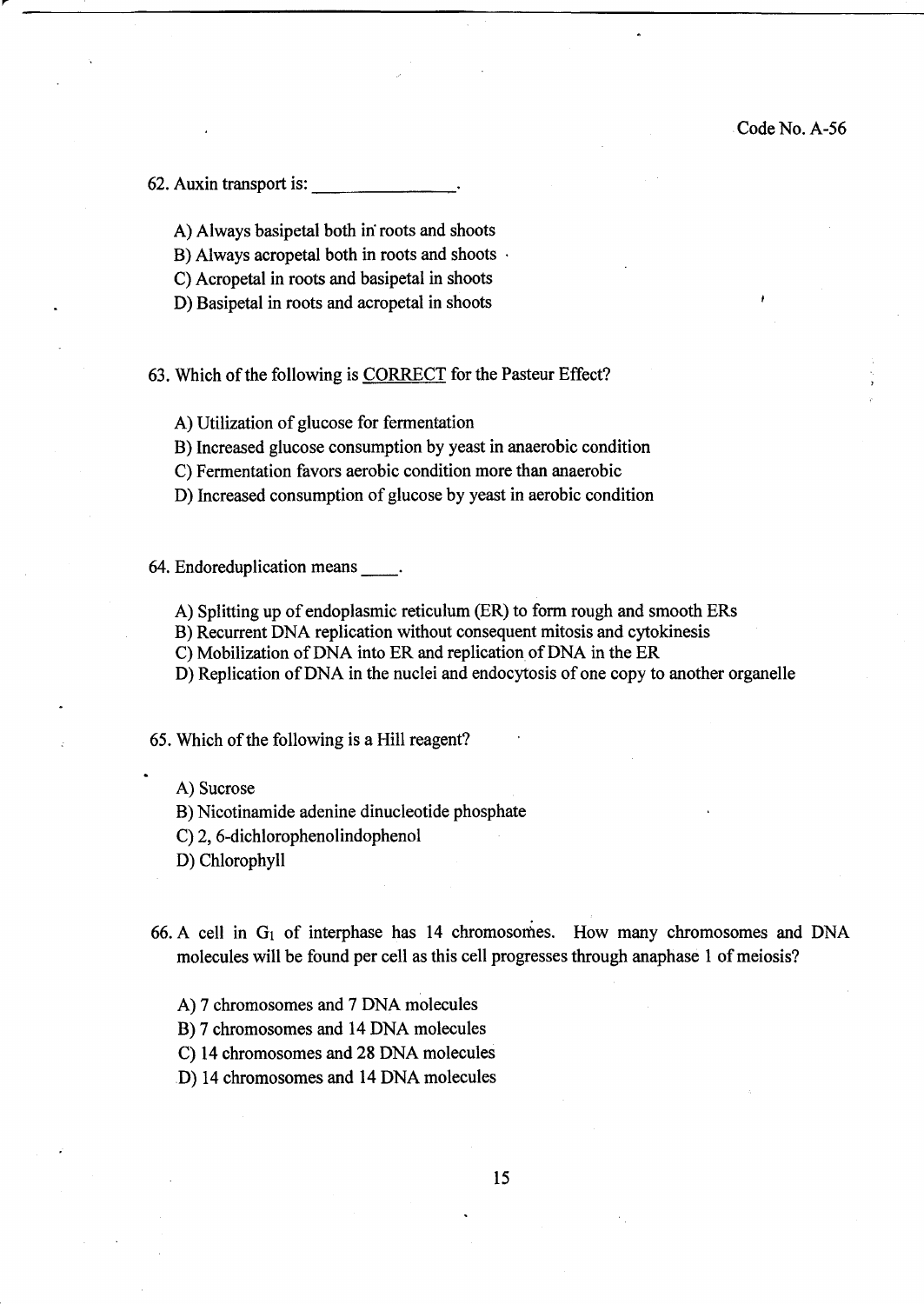62. Auxin transport is: _______________.

A) Always basipetal both in roots and shoots
B) Always acropetal both in roots and shoots
C) Acropetal in roots and basipetal in shoots
D) Basipetal in roots and acropetal in shoots

63. Which of the following is CORRECT for the Pasteur Effect?

A) Utilization of glucose for fermentation
B) Increased glucose consumption by yeast in anaerobic condition
C) Fermentation favors aerobic condition more than anaerobic
D) Increased consumption of glucose by yeast in aerobic condition

64. Endoreduplication means ____.

A) Splitting up of endoplasmic reticulum (ER) to form rough and smooth ERs
B) Recurrent DNA replication without consequent mitosis and cytokinesis
C) Mobilization of DNA into ER and replication of DNA in the ER
D) Replication of DNA in the nuclei and endocytosis of one copy to another organelle

65. Which of the following is a Hill reagent?

A) Sucrose
B) Nicotinamide adenine dinucleotide phosphate
C) 2, 6-dichlorophenolindophenol
D) Chlorophyll

66. A cell in $G_1$ of interphase has 14 chromosomes. How many chromosomes and DNA molecules will be found per cell as this cell progresses through anaphase 1 of meiosis?

A) 7 chromosomes and 7 DNA molecules
B) 7 chromosomes and 14 DNA molecules
C) 14 chromosomes and 28 DNA molecules
D) 14 chromosomes and 14 DNA molecules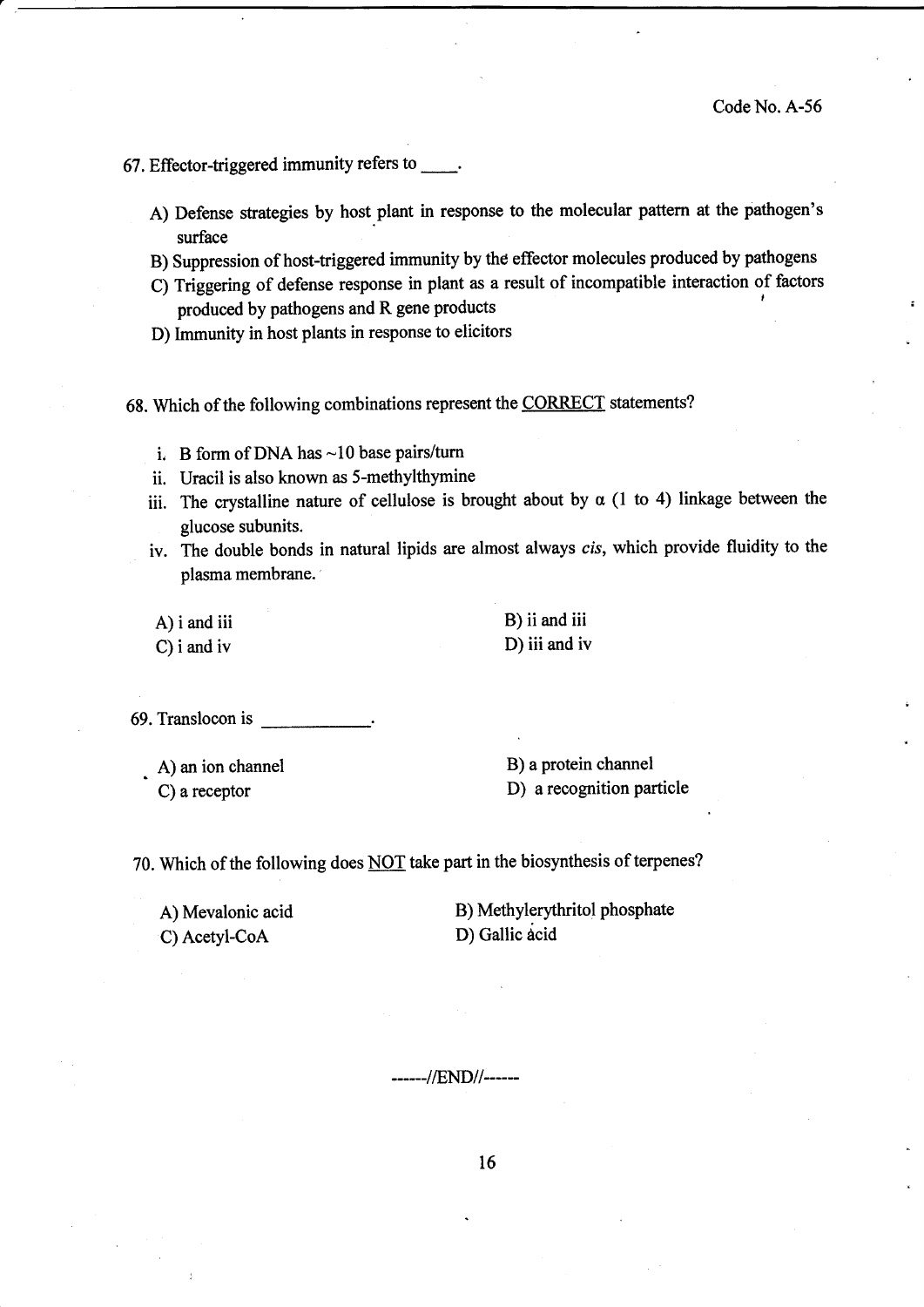67. Effector-triggered immunity refers to ____.

A) Defense strategies by host plant in response to the molecular pattern at the pathogen's surface
B) Suppression of host-triggered immunity by the effector molecules produced by pathogens
C) Triggering of defense response in plant as a result of incompatible interaction of factors produced by pathogens and R gene products
D) Immunity in host plants in response to elicitors

68. Which of the following combinations represent the CORRECT statements?

i. B form of DNA has ~10 base pairs/turn
ii. Uracil is also known as 5-methylthymine
iii. The crystalline nature of cellulose is brought about by $\alpha$ (1 to 4) linkage between the glucose subunits.
iv. The double bonds in natural lipids are almost always *cis*, which provide fluidity to the plasma membrane.

A) i and iii
B) ii and iii
C) i and iv
D) iii and iv

69. Translocon is ____________.

A) an ion channel
B) a protein channel
C) a receptor
D) a recognition particle

70. Which of the following does NOT take part in the biosynthesis of terpenes?

A) Mevalonic acid
B) Methylerythritol phosphate
C) Acetyl-CoA
D) Gallic acid

------//END//------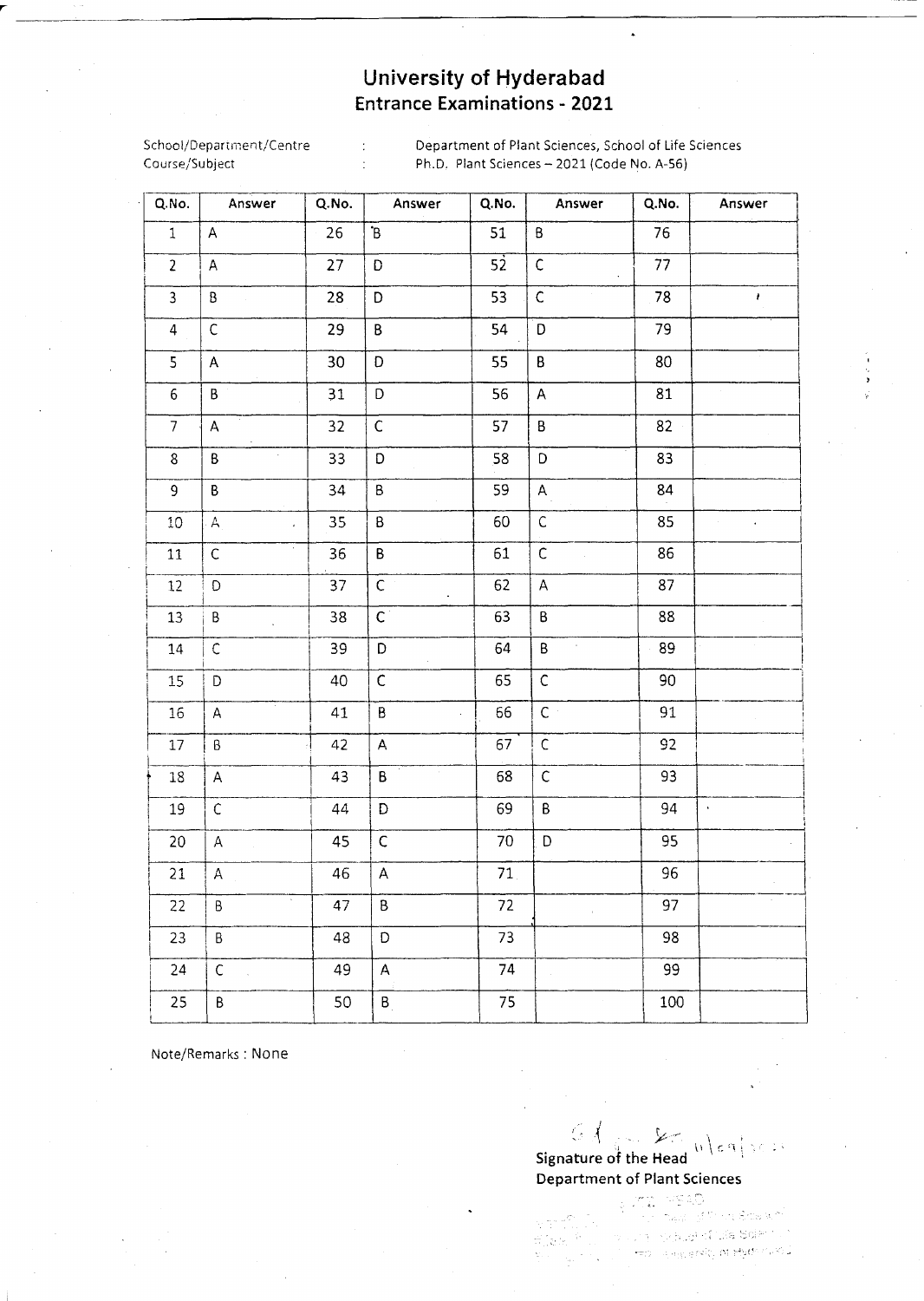# University of Hyderabad
## Entrance Examinations - 2021

School/Department/Centre : Department of Plant Sciences, School of Life Sciences
Course/Subject : Ph.D. Plant Sciences – 2021 (Code No. A-56)

| Q.No. | Answer | Q.No. | Answer | Q.No. | Answer | Q.No. | Answer |
|---|---|---|---|---|---|---|---|
| 1 | A | 26 | B | 51 | B | 76 | |
| 2 | A | 27 | D | 52 | C | 77 | |
| 3 | B | 28 | D | 53 | C | 78 | |
| 4 | C | 29 | B | 54 | D | 79 | |
| 5 | A | 30 | D | 55 | B | 80 | |
| 6 | B | 31 | D | 56 | A | 81 | |
| 7 | A | 32 | C | 57 | B | 82 | |
| 8 | B | 33 | D | 58 | D | 83 | |
| 9 | B | 34 | B | 59 | A | 84 | |
| 10 | A | 35 | B | 60 | C | 85 | |
| 11 | C | 36 | B | 61 | C | 86 | |
| 12 | D | 37 | C | 62 | A | 87 | |
| 13 | B | 38 | C | 63 | B | 88 | |
| 14 | C | 39 | D | 64 | B | 89 | |
| 15 | D | 40 | C | 65 | C | 90 | |
| 16 | A | 41 | B | 66 | C | 91 | |
| 17 | B | 42 | A | 67 | C | 92 | |
| 18 | A | 43 | B | 68 | C | 93 | |
| 19 | C | 44 | D | 69 | B | 94 | |
| 20 | A | 45 | C | 70 | D | 95 | |
| 21 | A | 46 | A | 71 | | 96 | |
| 22 | B | 47 | B | 72 | | 97 | |
| 23 | B | 48 | D | 73 | | 98 | |
| 24 | C | 49 | A | 74 | | 99 | |
| 25 | B | 50 | B | 75 | | 100 | |

Note/Remarks : None

**Signature of the Head**
**Department of Plant Sciences**